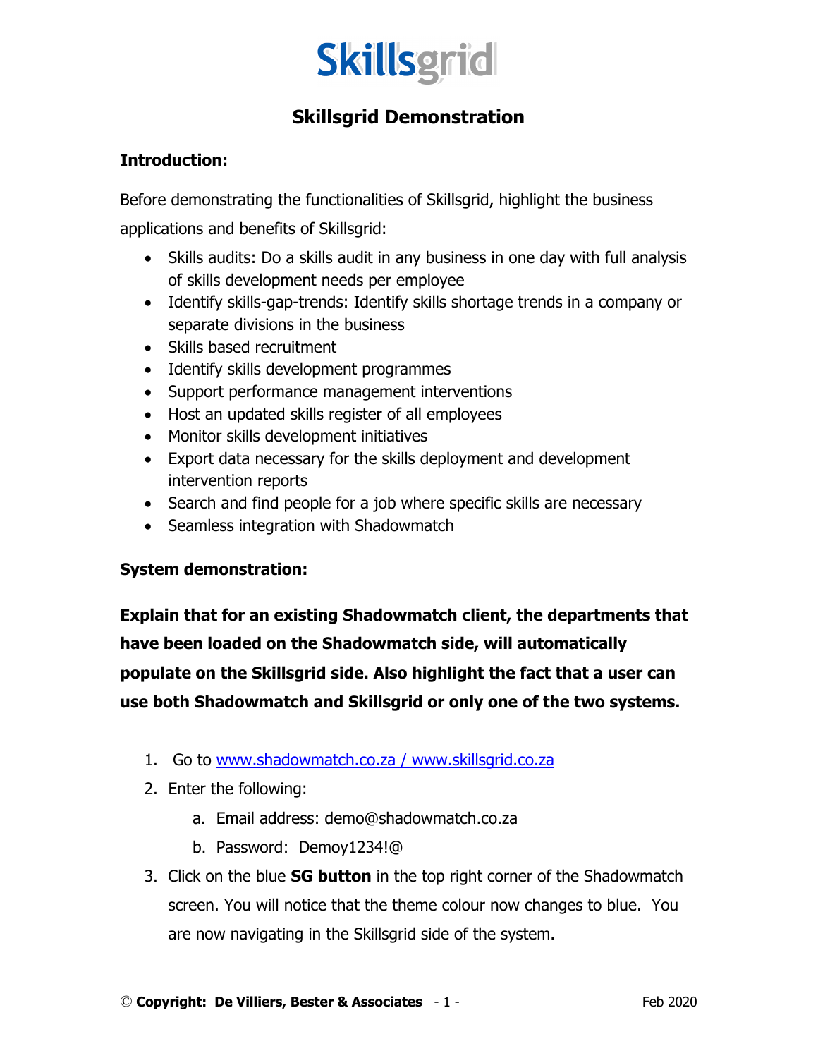# Skillsgrid

## Skillsgrid Demonstration

**Introduction:**

Before demonstrating the functionalities of Skillsgrid, highlight the business applications and benefits of Skillsgrid:

- Skills audits: Do a skills audit in any business in one day with full analysis of skills development needs per employee
- Identify skills-gap-trends: Identify skills shortage trends in a company or separate divisions in the business
- Skills based recruitment
- Identify skills development programmes
- Support performance management interventions
- Host an updated skills register of all employees
- Monitor skills development initiatives
- Export data necessary for the skills deployment and development intervention reports
- Search and find people for a job where specific skills are necessary
- Seamless integration with Shadowmatch

**System demonstration:**

**Explain that for an existing Shadowmatch client, the departments that have been loaded on the Shadowmatch side, will automatically populate on the Skillsgrid side. Also highlight the fact that a user can use both Shadowmatch and Skillsgrid or only one of the two systems.**

1. Go to www.shadowmatch.co.za / www.skillsgrid.co.za
2. Enter the following:
   a. Email address: demo@shadowmatch.co.za
   b. Password: Demoy1234!@
3. Click on the blue **SG button** in the top right corner of the Shadowmatch screen. You will notice that the theme colour now changes to blue. You are now navigating in the Skillsgrid side of the system.

© **Copyright: De Villiers, Bester & Associates** Feb 2020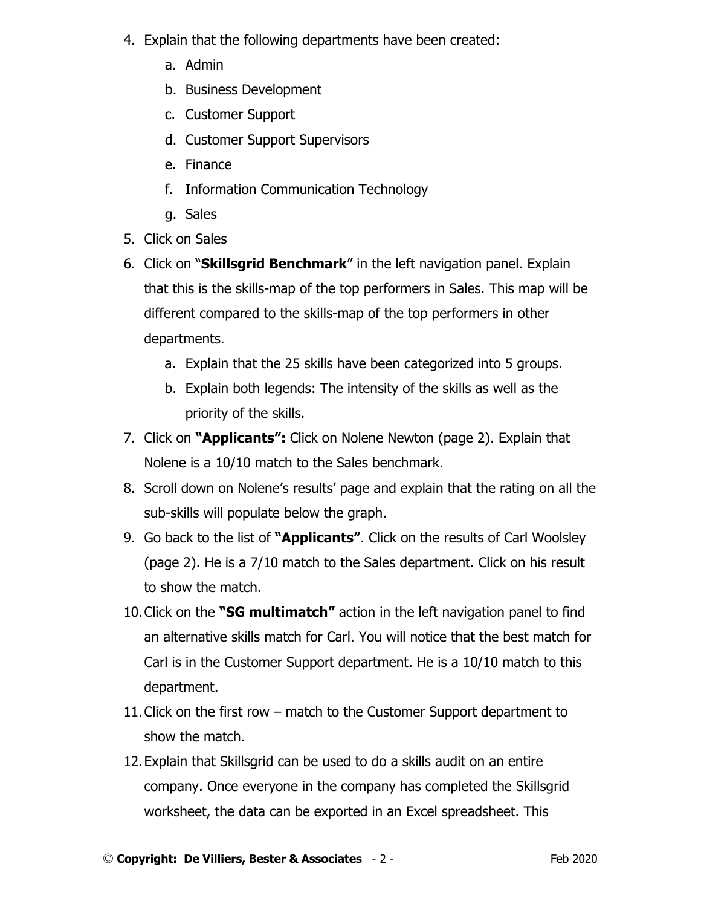4. Explain that the following departments have been created:
    a. Admin
    b. Business Development
    c. Customer Support
    d. Customer Support Supervisors
    e. Finance
    f. Information Communication Technology
    g. Sales
5. Click on Sales
6. Click on "**Skillsgrid Benchmark**" in the left navigation panel. Explain that this is the skills-map of the top performers in Sales. This map will be different compared to the skills-map of the top performers in other departments.
    a. Explain that the 25 skills have been categorized into 5 groups.
    b. Explain both legends: The intensity of the skills as well as the priority of the skills.
7. Click on **"Applicants":** Click on Nolene Newton (page 2). Explain that Nolene is a 10/10 match to the Sales benchmark.
8. Scroll down on Nolene's results' page and explain that the rating on all the sub-skills will populate below the graph.
9. Go back to the list of **"Applicants"**. Click on the results of Carl Woolsley (page 2). He is a 7/10 match to the Sales department. Click on his result to show the match.
10. Click on the **"SG multimatch"** action in the left navigation panel to find an alternative skills match for Carl. You will notice that the best match for Carl is in the Customer Support department. He is a 10/10 match to this department.
11. Click on the first row – match to the Customer Support department to show the match.
12. Explain that Skillsgrid can be used to do a skills audit on an entire company. Once everyone in the company has completed the Skillsgrid worksheet, the data can be exported in an Excel spreadsheet. This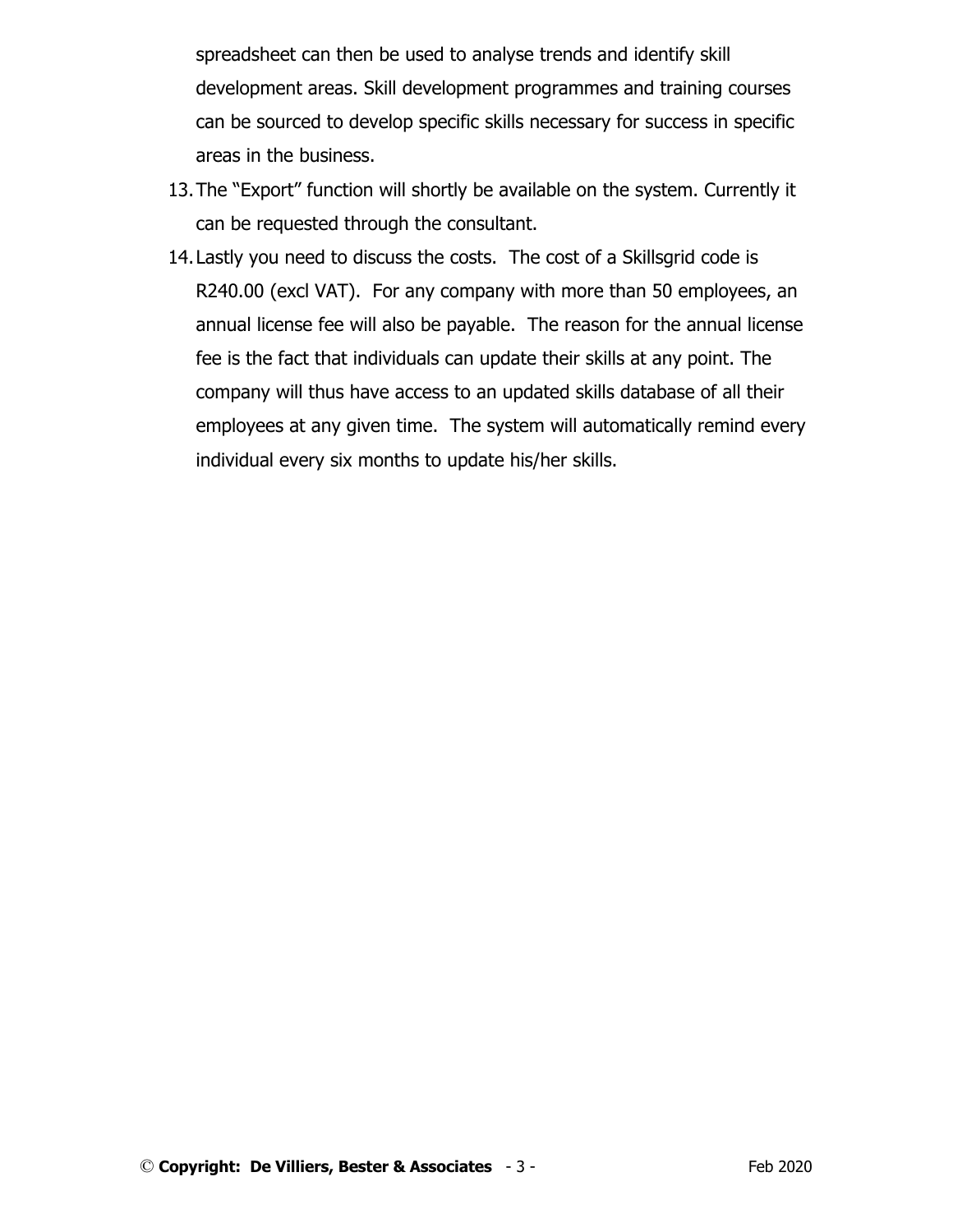spreadsheet can then be used to analyse trends and identify skill development areas. Skill development programmes and training courses can be sourced to develop specific skills necessary for success in specific areas in the business.

13. The "Export" function will shortly be available on the system. Currently it can be requested through the consultant.
14. Lastly you need to discuss the costs. The cost of a Skillsgrid code is R240.00 (excl VAT). For any company with more than 50 employees, an annual license fee will also be payable. The reason for the annual license fee is the fact that individuals can update their skills at any point. The company will thus have access to an updated skills database of all their employees at any given time. The system will automatically remind every individual every six months to update his/her skills.